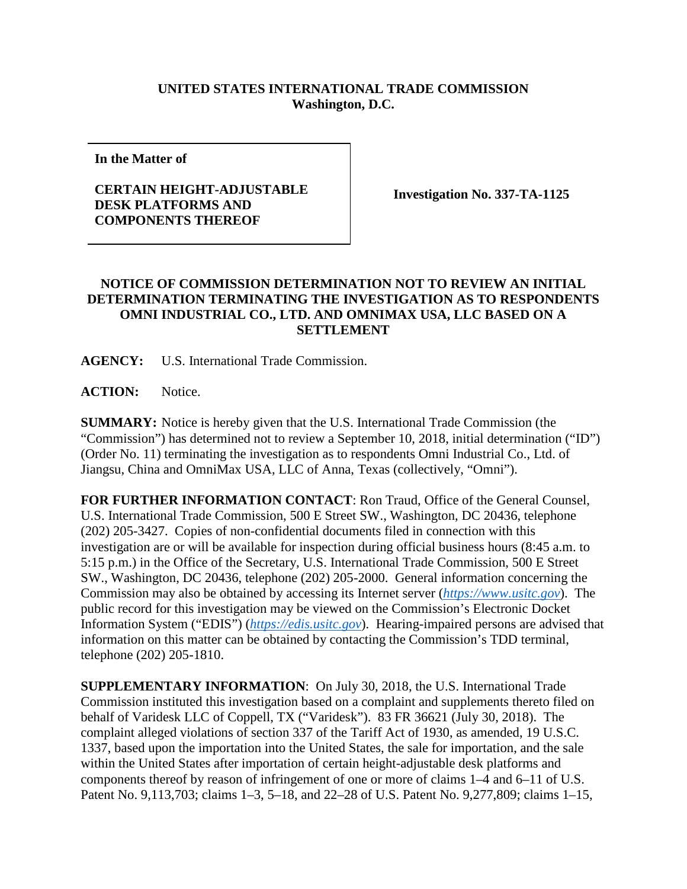**UNITED STATES INTERNATIONAL TRADE COMMISSION**
**Washington, D.C.**

| **In the Matter of**<br><br>**CERTAIN HEIGHT-ADJUSTABLE DESK PLATFORMS AND COMPONENTS THEREOF** | **Investigation No. 337-TA-1125** |
|---|---|

**NOTICE OF COMMISSION DETERMINATION NOT TO REVIEW AN INITIAL DETERMINATION TERMINATING THE INVESTIGATION AS TO RESPONDENTS OMNI INDUSTRIAL CO., LTD. AND OMNIMAX USA, LLC BASED ON A SETTLEMENT**

**AGENCY:** U.S. International Trade Commission.

**ACTION:** Notice.

**SUMMARY:** Notice is hereby given that the U.S. International Trade Commission (the "Commission") has determined not to review a September 10, 2018, initial determination ("ID") (Order No. 11) terminating the investigation as to respondents Omni Industrial Co., Ltd. of Jiangsu, China and OmniMax USA, LLC of Anna, Texas (collectively, "Omni").

**FOR FURTHER INFORMATION CONTACT**: Ron Traud, Office of the General Counsel, U.S. International Trade Commission, 500 E Street SW., Washington, DC 20436, telephone (202) 205-3427. Copies of non-confidential documents filed in connection with this investigation are or will be available for inspection during official business hours (8:45 a.m. to 5:15 p.m.) in the Office of the Secretary, U.S. International Trade Commission, 500 E Street SW., Washington, DC 20436, telephone (202) 205-2000. General information concerning the Commission may also be obtained by accessing its Internet server (*https://www.usitc.gov*). The public record for this investigation may be viewed on the Commission's Electronic Docket Information System ("EDIS") (*https://edis.usitc.gov*). Hearing-impaired persons are advised that information on this matter can be obtained by contacting the Commission's TDD terminal, telephone (202) 205-1810.

**SUPPLEMENTARY INFORMATION**: On July 30, 2018, the U.S. International Trade Commission instituted this investigation based on a complaint and supplements thereto filed on behalf of Varidesk LLC of Coppell, TX ("Varidesk"). 83 FR 36621 (July 30, 2018). The complaint alleged violations of section 337 of the Tariff Act of 1930, as amended, 19 U.S.C. 1337, based upon the importation into the United States, the sale for importation, and the sale within the United States after importation of certain height-adjustable desk platforms and components thereof by reason of infringement of one or more of claims 1–4 and 6–11 of U.S. Patent No. 9,113,703; claims 1–3, 5–18, and 22–28 of U.S. Patent No. 9,277,809; claims 1–15,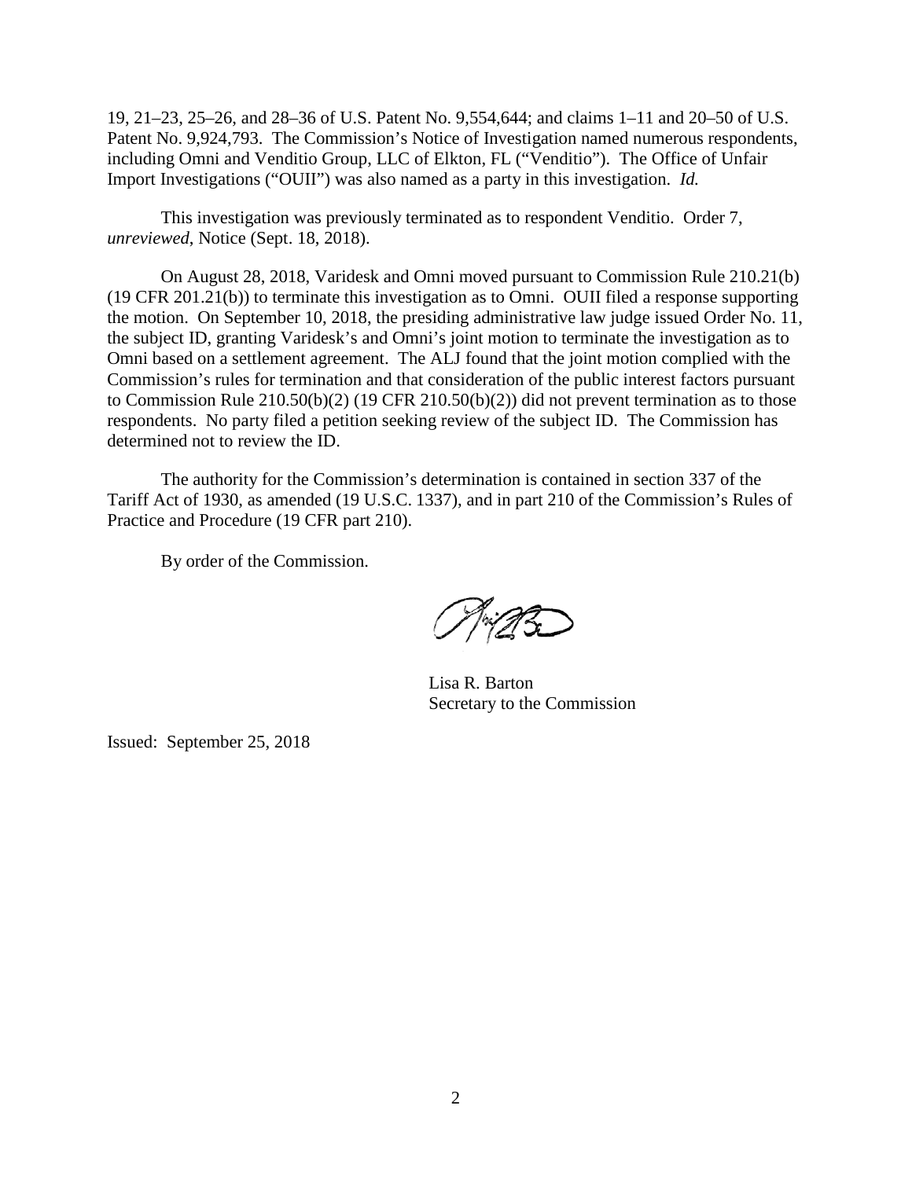19, 21–23, 25–26, and 28–36 of U.S. Patent No. 9,554,644; and claims 1–11 and 20–50 of U.S. Patent No. 9,924,793. The Commission's Notice of Investigation named numerous respondents, including Omni and Venditio Group, LLC of Elkton, FL ("Venditio"). The Office of Unfair Import Investigations ("OUII") was also named as a party in this investigation. *Id.*

This investigation was previously terminated as to respondent Venditio. Order 7, *unreviewed*, Notice (Sept. 18, 2018).

On August 28, 2018, Varidesk and Omni moved pursuant to Commission Rule 210.21(b) (19 CFR 201.21(b)) to terminate this investigation as to Omni. OUII filed a response supporting the motion. On September 10, 2018, the presiding administrative law judge issued Order No. 11, the subject ID, granting Varidesk's and Omni's joint motion to terminate the investigation as to Omni based on a settlement agreement. The ALJ found that the joint motion complied with the Commission's rules for termination and that consideration of the public interest factors pursuant to Commission Rule 210.50(b)(2) (19 CFR 210.50(b)(2)) did not prevent termination as to those respondents. No party filed a petition seeking review of the subject ID. The Commission has determined not to review the ID.

The authority for the Commission's determination is contained in section 337 of the Tariff Act of 1930, as amended (19 U.S.C. 1337), and in part 210 of the Commission's Rules of Practice and Procedure (19 CFR part 210).

By order of the Commission.

Lisa R. Barton
Secretary to the Commission

Issued: September 25, 2018